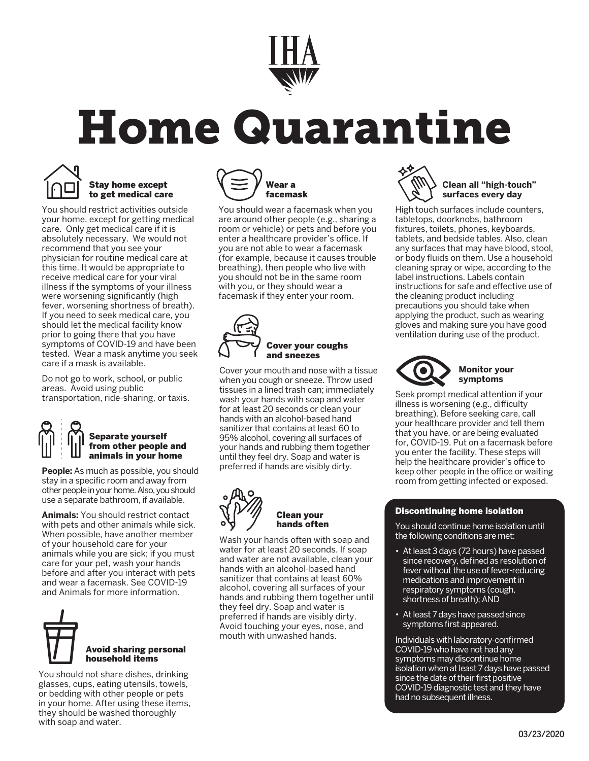IHA

# Home Quarantine

### Stay home except to get medical care

You should restrict activities outside your home, except for getting medical care. Only get medical care if it is absolutely necessary. We would not recommend that you see your physician for routine medical care at this time. It would be appropriate to receive medical care for your viral illness if the symptoms of your illness were worsening significantly (high fever, worsening shortness of breath). If you need to seek medical care, you should let the medical facility know prior to going there that you have symptoms of COVID-19 and have been tested. Wear a mask anytime you seek care if a mask is available.

Do not go to work, school, or public areas. Avoid using public transportation, ride-sharing, or taxis.

### Separate yourself from other people and animals in your home

**People:** As much as possible, you should stay in a specific room and away from other people in your home. Also, you should use a separate bathroom, if available.

**Animals:** You should restrict contact with pets and other animals while sick. When possible, have another member of your household care for your animals while you are sick; if you must care for your pet, wash your hands before and after you interact with pets and wear a facemask. See COVID-19 and Animals for more information.

### Avoid sharing personal household items

You should not share dishes, drinking glasses, cups, eating utensils, towels, or bedding with other people or pets in your home. After using these items, they should be washed thoroughly with soap and water.

### Wear a facemask

You should wear a facemask when you are around other people (e.g., sharing a room or vehicle) or pets and before you enter a healthcare provider's office. If you are not able to wear a facemask (for example, because it causes trouble breathing), then people who live with you should not be in the same room with you, or they should wear a facemask if they enter your room.

### Cover your coughs and sneezes

Cover your mouth and nose with a tissue when you cough or sneeze. Throw used tissues in a lined trash can; immediately wash your hands with soap and water for at least 20 seconds or clean your hands with an alcohol-based hand sanitizer that contains at least 60 to 95% alcohol, covering all surfaces of your hands and rubbing them together until they feel dry. Soap and water is preferred if hands are visibly dirty.

### Clean your hands often

Wash your hands often with soap and water for at least 20 seconds. If soap and water are not available, clean your hands with an alcohol-based hand sanitizer that contains at least 60% alcohol, covering all surfaces of your hands and rubbing them together until they feel dry. Soap and water is preferred if hands are visibly dirty. Avoid touching your eyes, nose, and mouth with unwashed hands.

### Clean all "high-touch" surfaces every day

High touch surfaces include counters, tabletops, doorknobs, bathroom fixtures, toilets, phones, keyboards, tablets, and bedside tables. Also, clean any surfaces that may have blood, stool, or body fluids on them. Use a household cleaning spray or wipe, according to the label instructions. Labels contain instructions for safe and effective use of the cleaning product including precautions you should take when applying the product, such as wearing gloves and making sure you have good ventilation during use of the product.

### Monitor your symptoms

Seek prompt medical attention if your illness is worsening (e.g., difficulty breathing). Before seeking care, call your healthcare provider and tell them that you have, or are being evaluated for, COVID-19. Put on a facemask before you enter the facility. These steps will help the healthcare provider's office to keep other people in the office or waiting room from getting infected or exposed.

### Discontinuing home isolation

You should continue home isolation until the following conditions are met:

- At least 3 days (72 hours) have passed since recovery, defined as resolution of fever without the use of fever-reducing medications and improvement in respiratory symptoms (cough, shortness of breath); AND
- At least 7 days have passed since symptoms first appeared.

Individuals with laboratory-confirmed COVID-19 who have not had any symptoms may discontinue home isolation when at least 7 days have passed since the date of their first positive COVID-19 diagnostic test and they have had no subsequent illness.

03/23/2020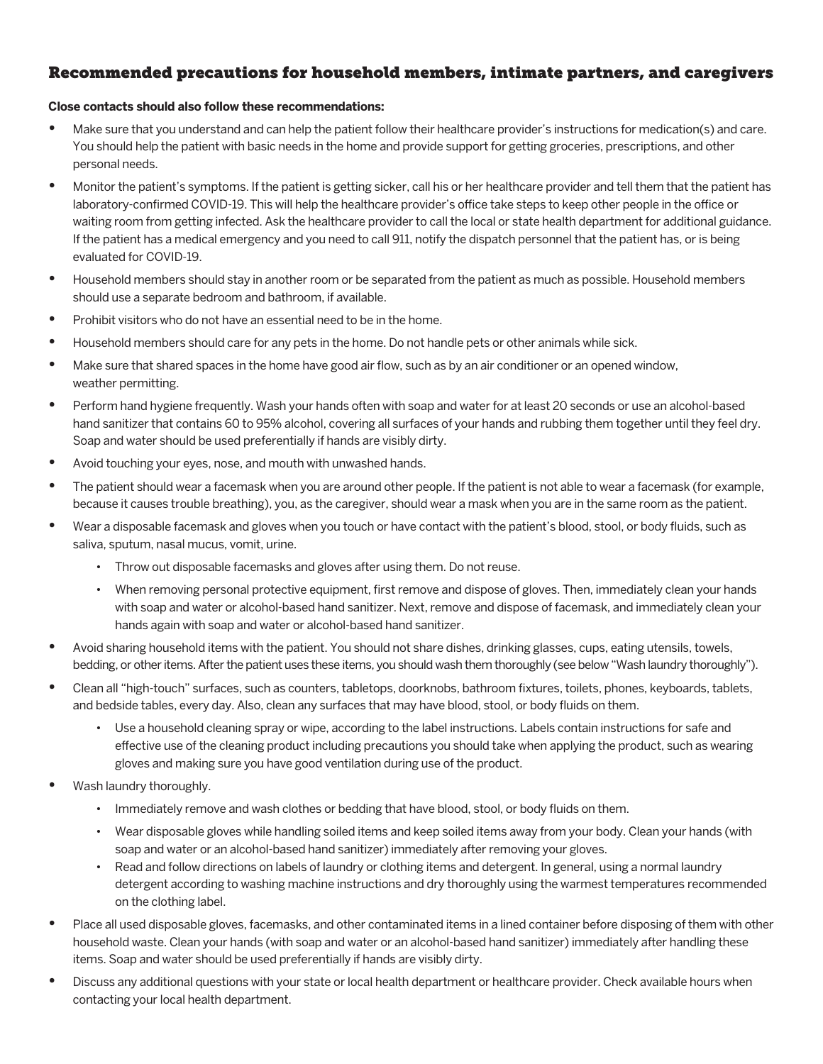## Recommended precautions for household members, intimate partners, and caregivers

**Close contacts should also follow these recommendations:**

- Make sure that you understand and can help the patient follow their healthcare provider's instructions for medication(s) and care. You should help the patient with basic needs in the home and provide support for getting groceries, prescriptions, and other personal needs.
- Monitor the patient's symptoms. If the patient is getting sicker, call his or her healthcare provider and tell them that the patient has laboratory-confirmed COVID-19. This will help the healthcare provider's office take steps to keep other people in the office or waiting room from getting infected. Ask the healthcare provider to call the local or state health department for additional guidance. If the patient has a medical emergency and you need to call 911, notify the dispatch personnel that the patient has, or is being evaluated for COVID-19.
- Household members should stay in another room or be separated from the patient as much as possible. Household members should use a separate bedroom and bathroom, if available.
- Prohibit visitors who do not have an essential need to be in the home.
- Household members should care for any pets in the home. Do not handle pets or other animals while sick.
- Make sure that shared spaces in the home have good air flow, such as by an air conditioner or an opened window, weather permitting.
- Perform hand hygiene frequently. Wash your hands often with soap and water for at least 20 seconds or use an alcohol-based hand sanitizer that contains 60 to 95% alcohol, covering all surfaces of your hands and rubbing them together until they feel dry. Soap and water should be used preferentially if hands are visibly dirty.
- Avoid touching your eyes, nose, and mouth with unwashed hands.
- The patient should wear a facemask when you are around other people. If the patient is not able to wear a facemask (for example, because it causes trouble breathing), you, as the caregiver, should wear a mask when you are in the same room as the patient.
- Wear a disposable facemask and gloves when you touch or have contact with the patient's blood, stool, or body fluids, such as saliva, sputum, nasal mucus, vomit, urine.
  - Throw out disposable facemasks and gloves after using them. Do not reuse.
  - When removing personal protective equipment, first remove and dispose of gloves. Then, immediately clean your hands with soap and water or alcohol-based hand sanitizer. Next, remove and dispose of facemask, and immediately clean your hands again with soap and water or alcohol-based hand sanitizer.
- Avoid sharing household items with the patient. You should not share dishes, drinking glasses, cups, eating utensils, towels, bedding, or other items. After the patient uses these items, you should wash them thoroughly (see below "Wash laundry thoroughly").
- Clean all "high-touch" surfaces, such as counters, tabletops, doorknobs, bathroom fixtures, toilets, phones, keyboards, tablets, and bedside tables, every day. Also, clean any surfaces that may have blood, stool, or body fluids on them.
  - Use a household cleaning spray or wipe, according to the label instructions. Labels contain instructions for safe and effective use of the cleaning product including precautions you should take when applying the product, such as wearing gloves and making sure you have good ventilation during use of the product.
- Wash laundry thoroughly.
  - Immediately remove and wash clothes or bedding that have blood, stool, or body fluids on them.
  - Wear disposable gloves while handling soiled items and keep soiled items away from your body. Clean your hands (with soap and water or an alcohol-based hand sanitizer) immediately after removing your gloves.
  - Read and follow directions on labels of laundry or clothing items and detergent. In general, using a normal laundry detergent according to washing machine instructions and dry thoroughly using the warmest temperatures recommended on the clothing label.
- Place all used disposable gloves, facemasks, and other contaminated items in a lined container before disposing of them with other household waste. Clean your hands (with soap and water or an alcohol-based hand sanitizer) immediately after handling these items. Soap and water should be used preferentially if hands are visibly dirty.
- Discuss any additional questions with your state or local health department or healthcare provider. Check available hours when contacting your local health department.